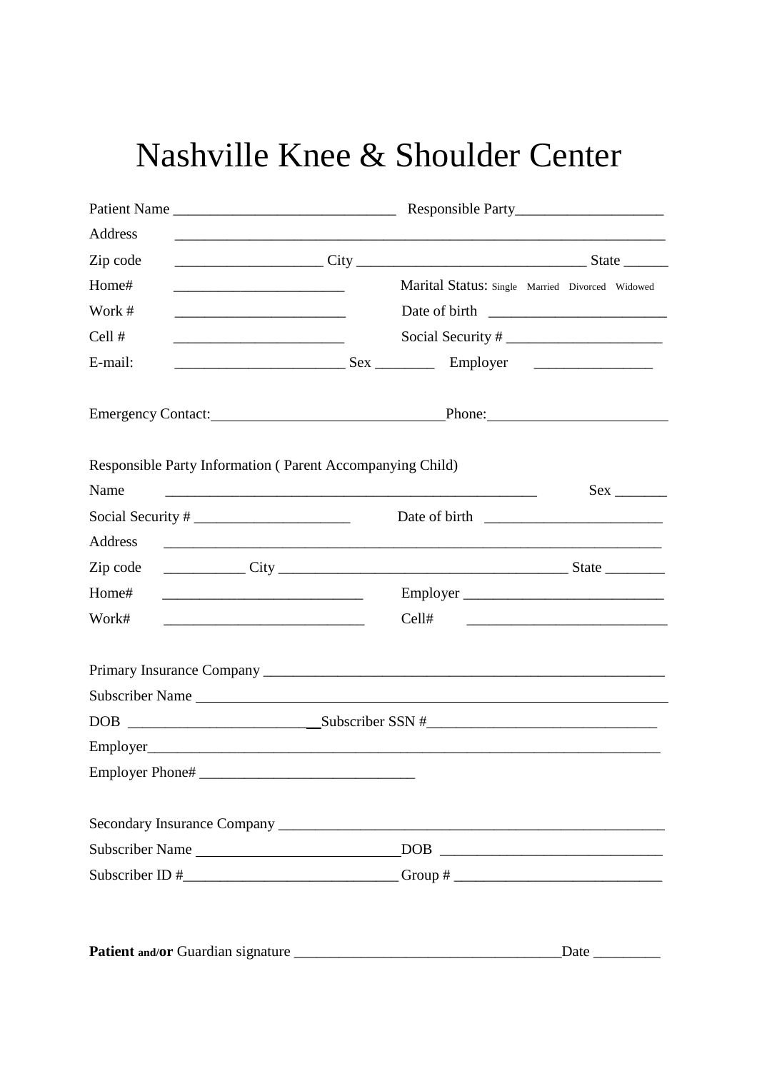# Nashville Knee & Shoulder Center

Patient Name ______________________________ Responsible Party___________________

Address ____________________________________________________________________

Zip code ___________________ City _______________________________ State ______

Home# _______________________ Marital Status: Single Married Divorced Widowed

Work # _______________________ Date of birth ________________________

Cell # _______________________ Social Security # _____________________

E-mail: _______________________ Sex ________ Employer ________________

Emergency Contact:_______________________________Phone:________________________

Responsible Party Information ( Parent Accompanying Child)

Name __________________________________________________ Sex _______

Social Security # _____________________ Date of birth ________________________

Address ___________________________________________________________________

Zip code ___________ City _______________________________________ State ________

Home# ___________________________ Employer ___________________________

Work# ___________________________ Cell# ___________________________

Primary Insurance Company _______________________________________________________

Subscriber Name ________________________________________________________________

DOB __________________________Subscriber SSN #_______________________________

Employer___________________________________________________________________________

Employer Phone# _____________________________

Secondary Insurance Company _____________________________________________________

Subscriber Name ____________________________DOB ______________________________

Subscriber ID #_____________________________ Group # ____________________________

**Patient** **and/or** Guardian signature ___________________________________Date _________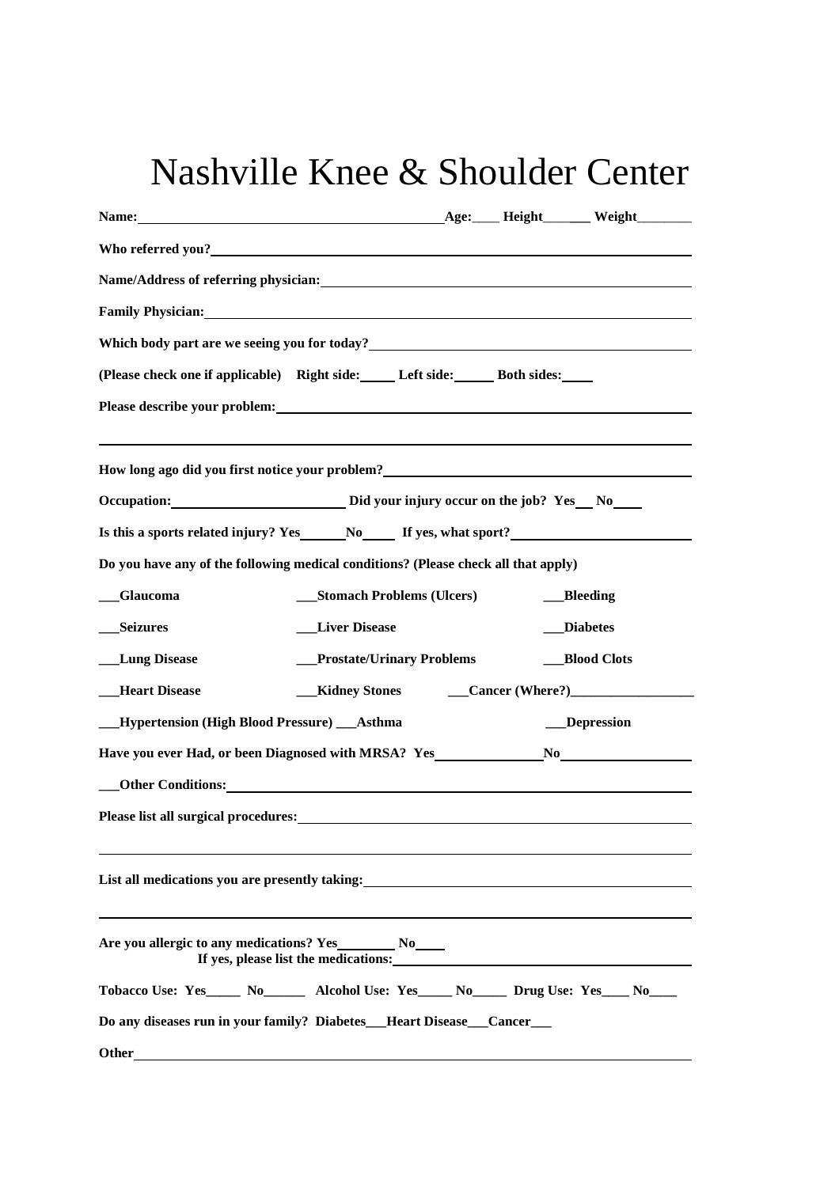# Nashville Knee & Shoulder Center

**Name:** ________________________________ **Age:**____ **Height**_______ **Weight**________

**Who referred you?** ________________________________

**Name/Address of referring physician:** ________________________________

**Family Physician:** ________________________________

**Which body part are we seeing you for today?** ________________________________

**(Please check one if applicable)** **Right side:**_____ **Left side:**______ **Both sides:**____

**Please describe your problem:** ________________________________

________________________________

**How long ago did you first notice your problem?** ________________________________

**Occupation:** ________________________ **Did your injury occur on the job? Yes**__ **No**____

**Is this a sports related injury? Yes**______**No**_____ **If yes, what sport?** ________________________

**Do you have any of the following medical conditions? (Please check all that apply)**

| | | |
|---|---|---|
| ___**Glaucoma** | ___**Stomach Problems (Ulcers)** | ___**Bleeding** |
| ___**Seizures** | ___**Liver Disease** | ___**Diabetes** |
| ___**Lung Disease** | ___**Prostate/Urinary Problems** | ___**Blood Clots** |
| ___**Heart Disease** | ___**Kidney Stones** | ___**Cancer (Where?)**__________________ |
| ___**Hypertension (High Blood Pressure)** | ___**Asthma** | ___**Depression** |

**Have you ever Had, or been Diagnosed with MRSA? Yes**_______________**No**__________________

___**Other Conditions:** ________________________________

**Please list all surgical procedures:** ________________________________

________________________________

**List all medications you are presently taking:** ________________________________

________________________________

**Are you allergic to any medications? Yes**________ **No**____
**If yes, please list the medications:** ________________________________

**Tobacco Use: Yes**_____ **No**______ **Alcohol Use: Yes**_____ **No**_____ **Drug Use: Yes**____ **No**____

**Do any diseases run in your family? Diabetes**___**Heart Disease**___**Cancer**___

**Other** ________________________________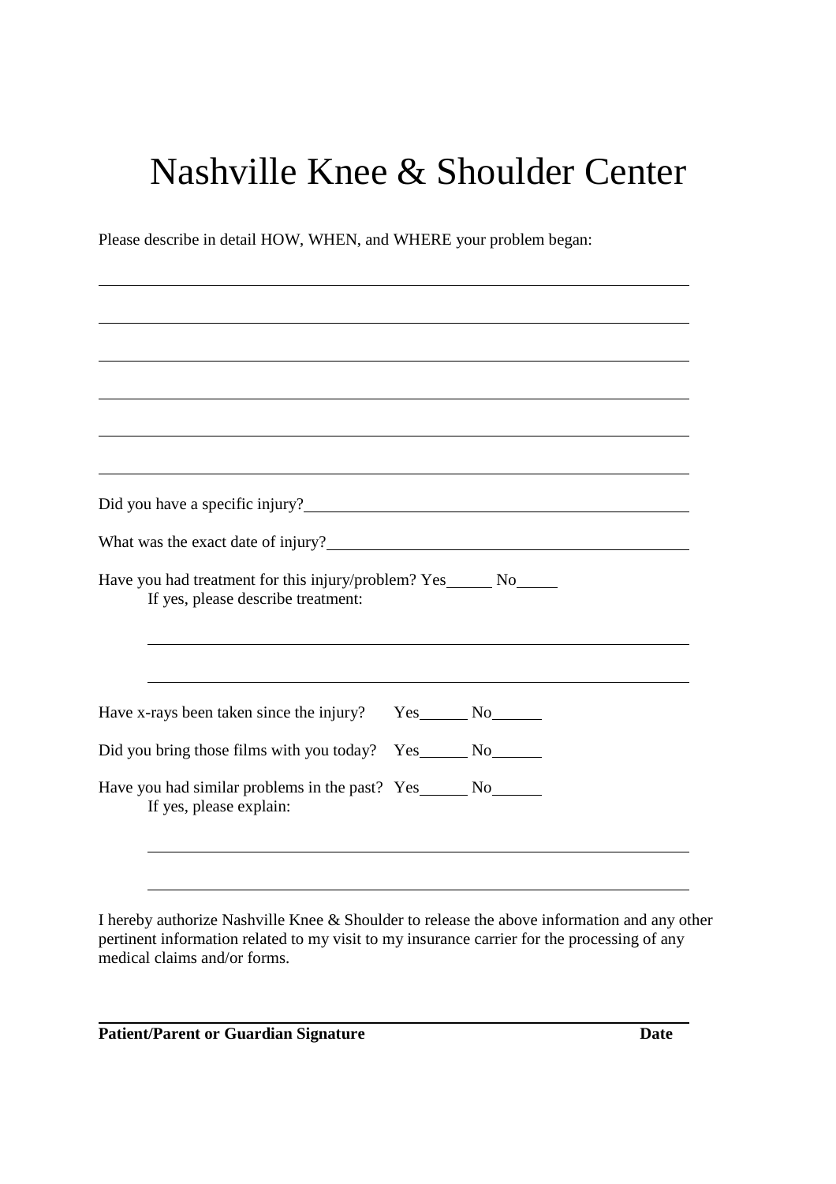# Nashville Knee & Shoulder Center

Please describe in detail HOW, WHEN, and WHERE your problem began:

\_\_\_\_\_\_\_\_\_\_\_\_\_\_\_\_\_\_\_\_\_\_\_\_\_\_\_\_\_\_\_\_\_\_\_\_\_\_\_\_\_\_\_\_\_\_\_\_\_\_\_\_\_\_\_\_\_\_\_\_

\_\_\_\_\_\_\_\_\_\_\_\_\_\_\_\_\_\_\_\_\_\_\_\_\_\_\_\_\_\_\_\_\_\_\_\_\_\_\_\_\_\_\_\_\_\_\_\_\_\_\_\_\_\_\_\_\_\_\_\_

\_\_\_\_\_\_\_\_\_\_\_\_\_\_\_\_\_\_\_\_\_\_\_\_\_\_\_\_\_\_\_\_\_\_\_\_\_\_\_\_\_\_\_\_\_\_\_\_\_\_\_\_\_\_\_\_\_\_\_\_

\_\_\_\_\_\_\_\_\_\_\_\_\_\_\_\_\_\_\_\_\_\_\_\_\_\_\_\_\_\_\_\_\_\_\_\_\_\_\_\_\_\_\_\_\_\_\_\_\_\_\_\_\_\_\_\_\_\_\_\_

\_\_\_\_\_\_\_\_\_\_\_\_\_\_\_\_\_\_\_\_\_\_\_\_\_\_\_\_\_\_\_\_\_\_\_\_\_\_\_\_\_\_\_\_\_\_\_\_\_\_\_\_\_\_\_\_\_\_\_\_

\_\_\_\_\_\_\_\_\_\_\_\_\_\_\_\_\_\_\_\_\_\_\_\_\_\_\_\_\_\_\_\_\_\_\_\_\_\_\_\_\_\_\_\_\_\_\_\_\_\_\_\_\_\_\_\_\_\_\_\_

Did you have a specific injury?\_\_\_\_\_\_\_\_\_\_\_\_\_\_\_\_\_\_\_\_\_\_\_\_\_\_\_\_\_\_\_\_\_\_\_\_\_\_\_\_

What was the exact date of injury?\_\_\_\_\_\_\_\_\_\_\_\_\_\_\_\_\_\_\_\_\_\_\_\_\_\_\_\_\_\_\_\_\_\_\_\_\_\_

Have you had treatment for this injury/problem? Yes\_\_\_\_\_ No\_\_\_\_\_

If yes, please describe treatment:

\_\_\_\_\_\_\_\_\_\_\_\_\_\_\_\_\_\_\_\_\_\_\_\_\_\_\_\_\_\_\_\_\_\_\_\_\_\_\_\_\_\_\_\_\_\_\_\_\_\_\_\_\_\_\_\_

\_\_\_\_\_\_\_\_\_\_\_\_\_\_\_\_\_\_\_\_\_\_\_\_\_\_\_\_\_\_\_\_\_\_\_\_\_\_\_\_\_\_\_\_\_\_\_\_\_\_\_\_\_\_\_\_

Have x-rays been taken since the injury? Yes\_\_\_\_\_\_ No\_\_\_\_\_\_

Did you bring those films with you today? Yes\_\_\_\_\_\_ No\_\_\_\_\_\_

Have you had similar problems in the past? Yes\_\_\_\_\_\_ No\_\_\_\_\_\_

If yes, please explain:

\_\_\_\_\_\_\_\_\_\_\_\_\_\_\_\_\_\_\_\_\_\_\_\_\_\_\_\_\_\_\_\_\_\_\_\_\_\_\_\_\_\_\_\_\_\_\_\_\_\_\_\_\_\_\_\_

\_\_\_\_\_\_\_\_\_\_\_\_\_\_\_\_\_\_\_\_\_\_\_\_\_\_\_\_\_\_\_\_\_\_\_\_\_\_\_\_\_\_\_\_\_\_\_\_\_\_\_\_\_\_\_\_

I hereby authorize Nashville Knee & Shoulder to release the above information and any other pertinent information related to my visit to my insurance carrier for the processing of any medical claims and/or forms.

\_\_\_\_\_\_\_\_\_\_\_\_\_\_\_\_\_\_\_\_\_\_\_\_\_\_\_\_\_\_\_\_\_\_\_\_\_\_\_\_\_\_\_\_\_\_\_\_\_\_\_\_\_\_\_\_\_\_\_\_

**Patient/Parent or Guardian Signature** **Date**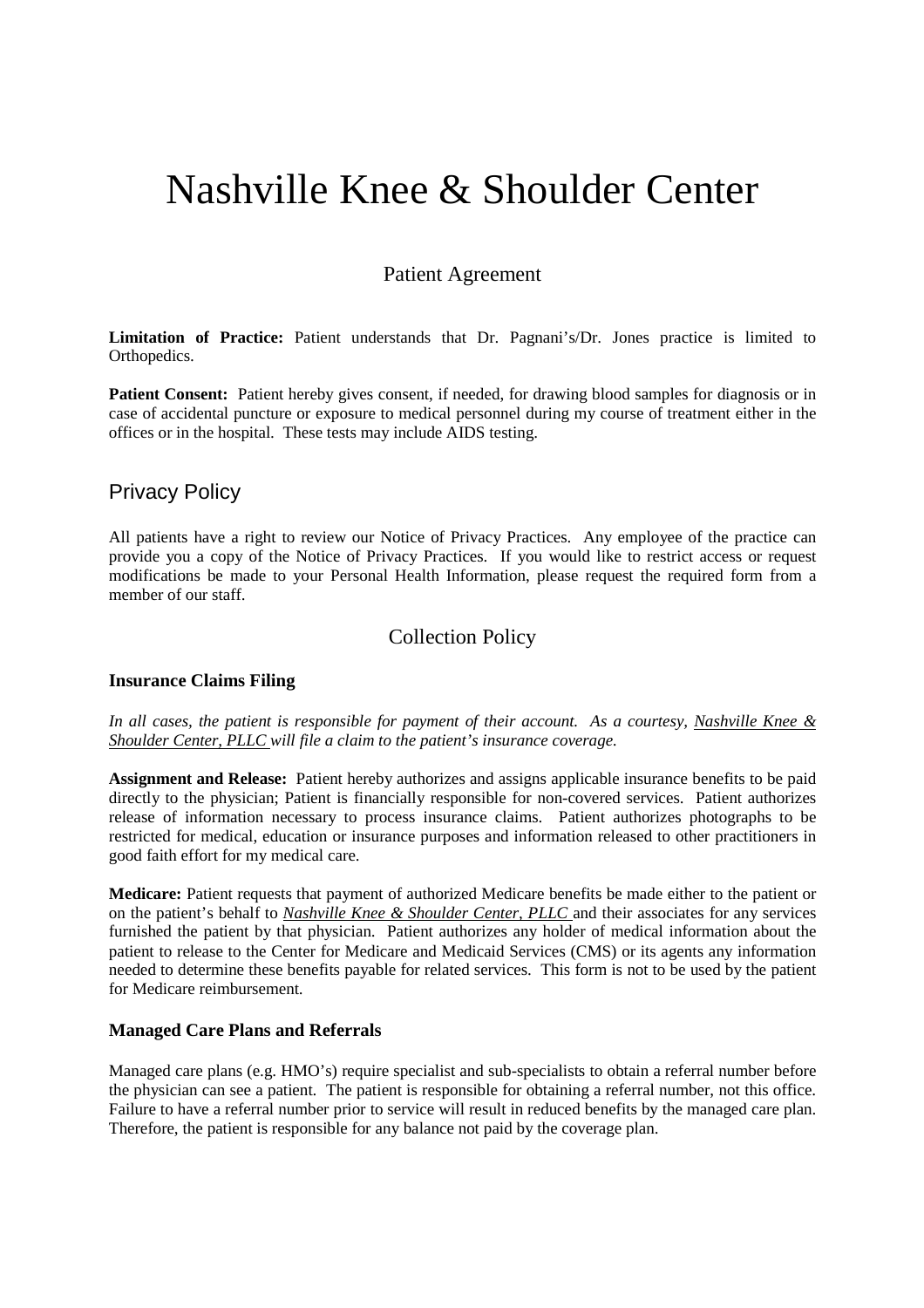# Nashville Knee & Shoulder Center

## Patient Agreement

**Limitation of Practice:** Patient understands that Dr. Pagnani's/Dr. Jones practice is limited to Orthopedics.

**Patient Consent:** Patient hereby gives consent, if needed, for drawing blood samples for diagnosis or in case of accidental puncture or exposure to medical personnel during my course of treatment either in the offices or in the hospital. These tests may include AIDS testing.

## Privacy Policy

All patients have a right to review our Notice of Privacy Practices. Any employee of the practice can provide you a copy of the Notice of Privacy Practices. If you would like to restrict access or request modifications be made to your Personal Health Information, please request the required form from a member of our staff.

## Collection Policy

### Insurance Claims Filing

*In all cases, the patient is responsible for payment of their account. As a courtesy, Nashville Knee & Shoulder Center, PLLC will file a claim to the patient's insurance coverage.*

**Assignment and Release:** Patient hereby authorizes and assigns applicable insurance benefits to be paid directly to the physician; Patient is financially responsible for non-covered services. Patient authorizes release of information necessary to process insurance claims. Patient authorizes photographs to be restricted for medical, education or insurance purposes and information released to other practitioners in good faith effort for my medical care.

**Medicare:** Patient requests that payment of authorized Medicare benefits be made either to the patient or on the patient's behalf to *Nashville Knee & Shoulder Center, PLLC* and their associates for any services furnished the patient by that physician. Patient authorizes any holder of medical information about the patient to release to the Center for Medicare and Medicaid Services (CMS) or its agents any information needed to determine these benefits payable for related services. This form is not to be used by the patient for Medicare reimbursement.

### Managed Care Plans and Referrals

Managed care plans (e.g. HMO's) require specialist and sub-specialists to obtain a referral number before the physician can see a patient. The patient is responsible for obtaining a referral number, not this office. Failure to have a referral number prior to service will result in reduced benefits by the managed care plan. Therefore, the patient is responsible for any balance not paid by the coverage plan.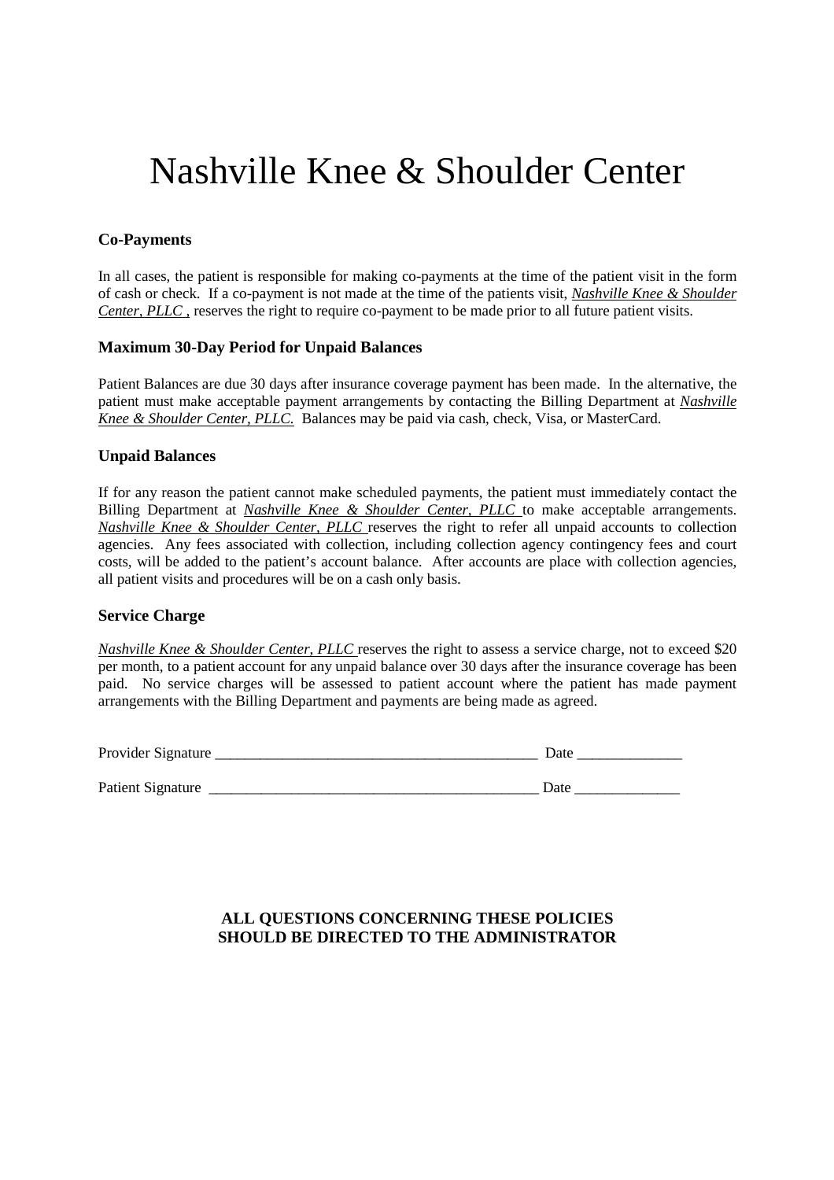# Nashville Knee & Shoulder Center

### Co-Payments

In all cases, the patient is responsible for making co-payments at the time of the patient visit in the form of cash or check. If a co-payment is not made at the time of the patients visit, *Nashville Knee & Shoulder Center, PLLC* , reserves the right to require co-payment to be made prior to all future patient visits.

### Maximum 30-Day Period for Unpaid Balances

Patient Balances are due 30 days after insurance coverage payment has been made. In the alternative, the patient must make acceptable payment arrangements by contacting the Billing Department at *Nashville Knee & Shoulder Center, PLLC.* Balances may be paid via cash, check, Visa, or MasterCard.

### Unpaid Balances

If for any reason the patient cannot make scheduled payments, the patient must immediately contact the Billing Department at *Nashville Knee & Shoulder Center, PLLC* to make acceptable arrangements. *Nashville Knee & Shoulder Center, PLLC* reserves the right to refer all unpaid accounts to collection agencies. Any fees associated with collection, including collection agency contingency fees and court costs, will be added to the patient's account balance. After accounts are place with collection agencies, all patient visits and procedures will be on a cash only basis.

### Service Charge

*Nashville Knee & Shoulder Center, PLLC* reserves the right to assess a service charge, not to exceed $20 per month, to a patient account for any unpaid balance over 30 days after the insurance coverage has been paid. No service charges will be assessed to patient account where the patient has made payment arrangements with the Billing Department and payments are being made as agreed.

Provider Signature ___________________________________________ Date ______________

Patient Signature ____________________________________________ Date ______________

**ALL QUESTIONS CONCERNING THESE POLICIES SHOULD BE DIRECTED TO THE ADMINISTRATOR**